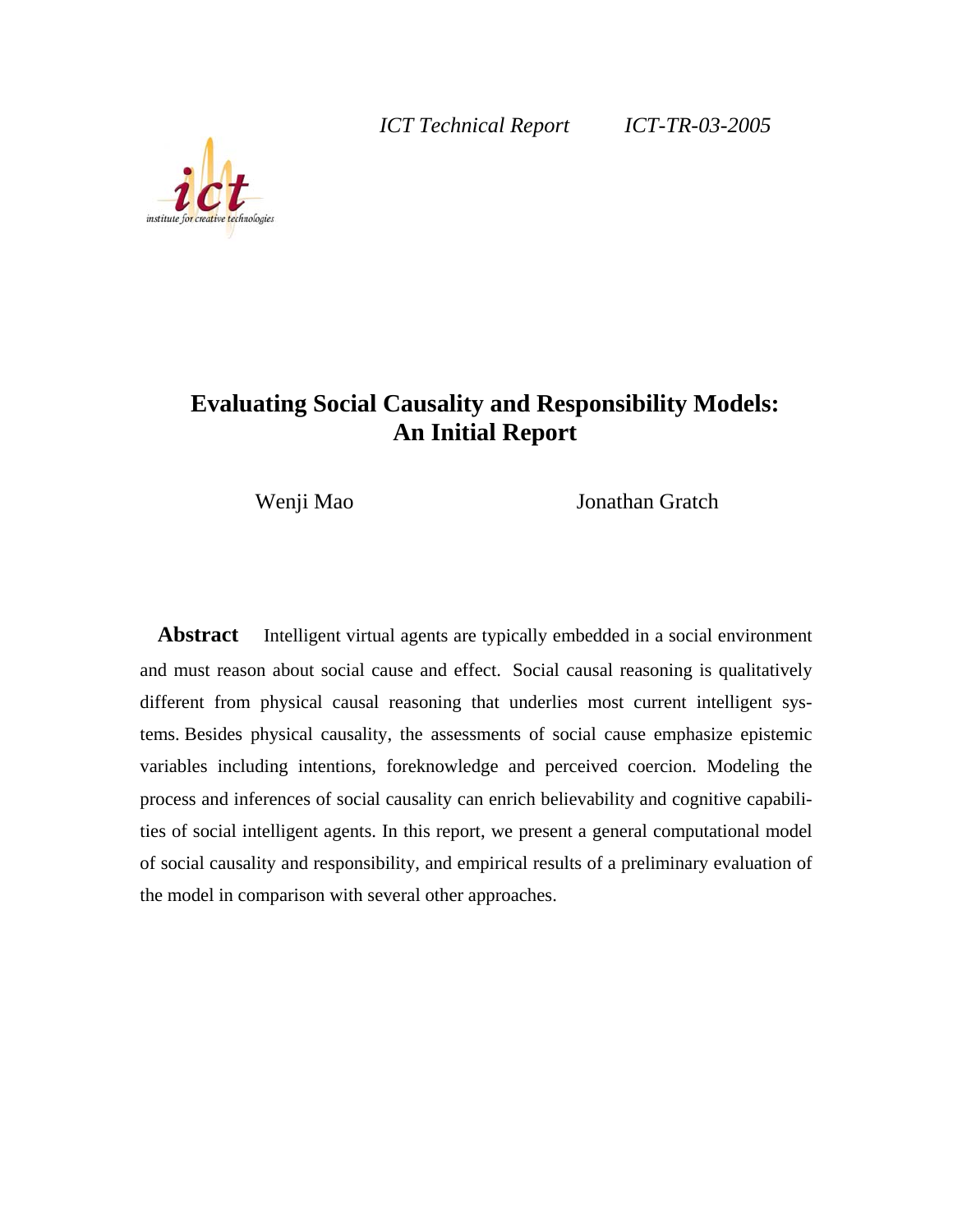*ICT Technical Report ICT-TR-03-2005*

# Evaluating Social Causality and Responsibility Models: An Initial Report

Wenji Mao Jonathan Gratch

**Abstract** Intelligent virtual agents are typically embedded in a social environment and must reason about social cause and effect. Social causal reasoning is qualitatively different from physical causal reasoning that underlies most current intelligent systems. Besides physical causality, the assessments of social cause emphasize epistemic variables including intentions, foreknowledge and perceived coercion. Modeling the process and inferences of social causality can enrich believability and cognitive capabilities of social intelligent agents. In this report, we present a general computational model of social causality and responsibility, and empirical results of a preliminary evaluation of the model in comparison with several other approaches.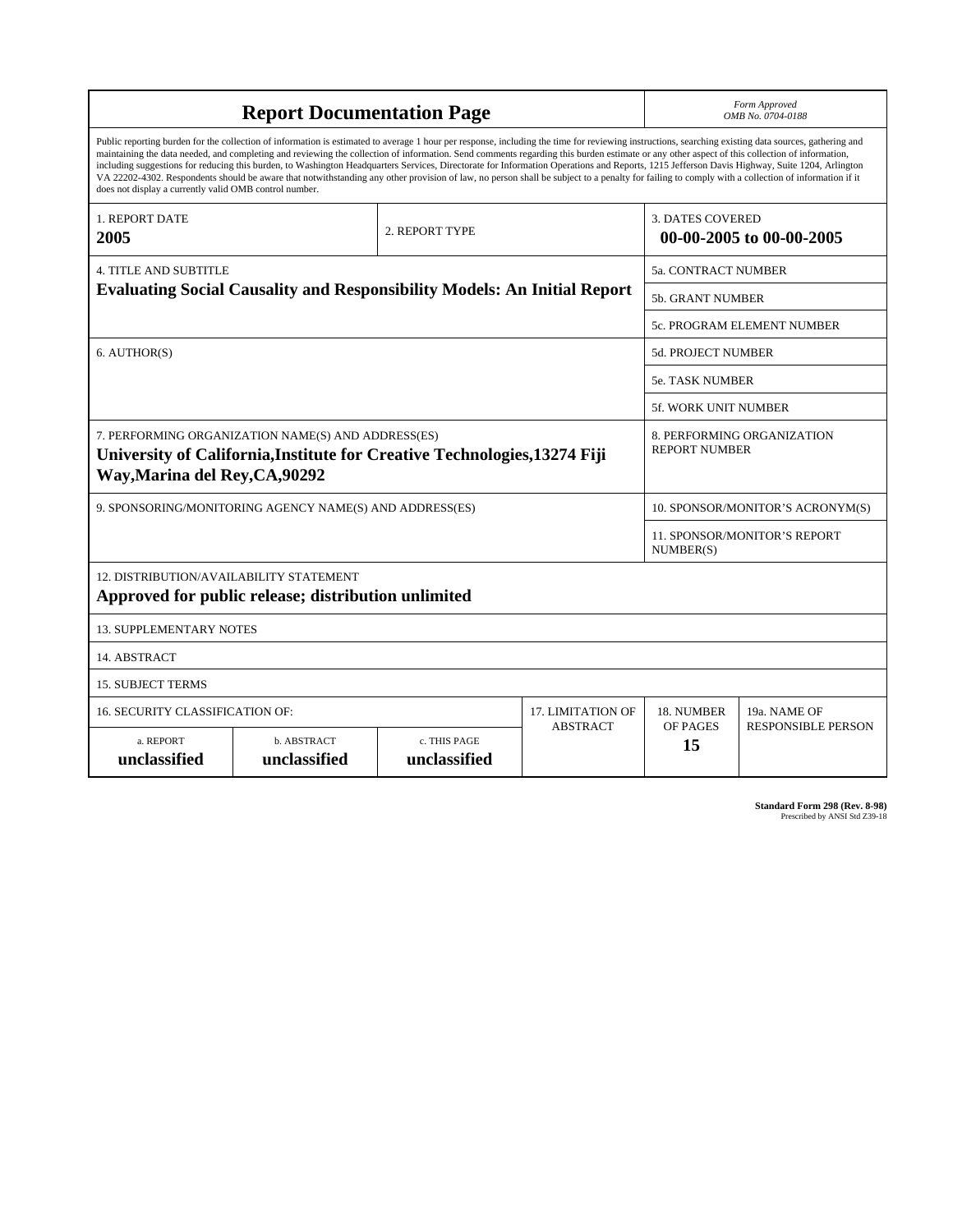# Report Documentation Page

*Form Approved*
*OMB No. 0704-0188*

Public reporting burden for the collection of information is estimated to average 1 hour per response, including the time for reviewing instructions, searching existing data sources, gathering and maintaining the data needed, and completing and reviewing the collection of information. Send comments regarding this burden estimate or any other aspect of this collection of information, including suggestions for reducing this burden, to Washington Headquarters Services, Directorate for Information Operations and Reports, 1215 Jefferson Davis Highway, Suite 1204, Arlington VA 22202-4302. Respondents should be aware that notwithstanding any other provision of law, no person shall be subject to a penalty for failing to comply with a collection of information if it does not display a currently valid OMB control number.

| | | |
|---|---|---|
| 1. REPORT DATE<br>**2005** | 2. REPORT TYPE | 3. DATES COVERED<br>**00-00-2005 to 00-00-2005** |

| | |
|---|---|
| 4. TITLE AND SUBTITLE<br>**Evaluating Social Causality and Responsibility Models: An Initial Report** | 5a. CONTRACT NUMBER |
| | 5b. GRANT NUMBER |
| | 5c. PROGRAM ELEMENT NUMBER |
| 6. AUTHOR(S) | 5d. PROJECT NUMBER |
| | 5e. TASK NUMBER |
| | 5f. WORK UNIT NUMBER |
| 7. PERFORMING ORGANIZATION NAME(S) AND ADDRESS(ES)<br>**University of California,Institute for Creative Technologies,13274 Fiji Way,Marina del Rey,CA,90292** | 8. PERFORMING ORGANIZATION REPORT NUMBER |
| 9. SPONSORING/MONITORING AGENCY NAME(S) AND ADDRESS(ES) | 10. SPONSOR/MONITOR'S ACRONYM(S) |
| | 11. SPONSOR/MONITOR'S REPORT NUMBER(S) |

12. DISTRIBUTION/AVAILABILITY STATEMENT
**Approved for public release; distribution unlimited**

13. SUPPLEMENTARY NOTES

14. ABSTRACT

15. SUBJECT TERMS

| 16. SECURITY CLASSIFICATION OF: | | | 17. LIMITATION OF ABSTRACT | 18. NUMBER OF PAGES | 19a. NAME OF RESPONSIBLE PERSON |
|---|---|---|---|---|---|
| a. REPORT<br>**unclassified** | b. ABSTRACT<br>**unclassified** | c. THIS PAGE<br>**unclassified** | | **15** | |

**Standard Form 298 (Rev. 8-98)**
Prescribed by ANSI Std Z39-18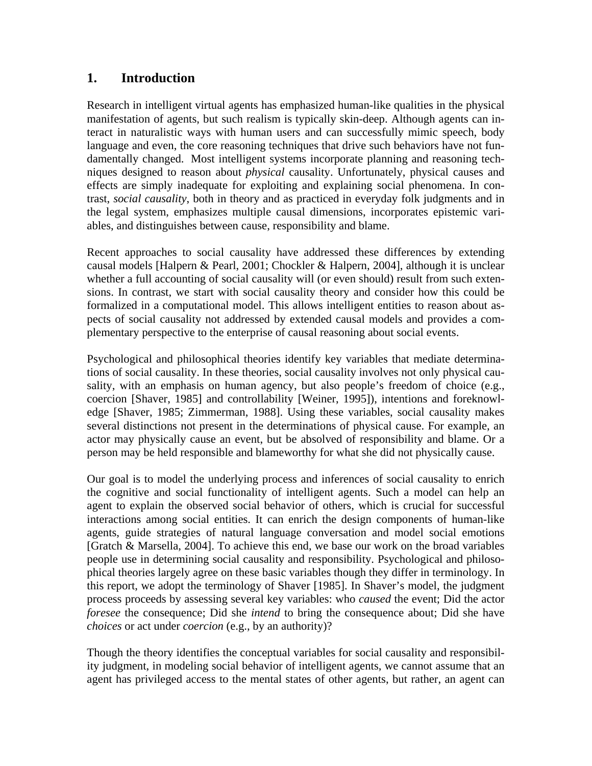# 1. Introduction

Research in intelligent virtual agents has emphasized human-like qualities in the physical manifestation of agents, but such realism is typically skin-deep. Although agents can interact in naturalistic ways with human users and can successfully mimic speech, body language and even, the core reasoning techniques that drive such behaviors have not fundamentally changed. Most intelligent systems incorporate planning and reasoning techniques designed to reason about *physical* causality. Unfortunately, physical causes and effects are simply inadequate for exploiting and explaining social phenomena. In contrast, *social causality*, both in theory and as practiced in everyday folk judgments and in the legal system, emphasizes multiple causal dimensions, incorporates epistemic variables, and distinguishes between cause, responsibility and blame.

Recent approaches to social causality have addressed these differences by extending causal models [Halpern & Pearl, 2001; Chockler & Halpern, 2004], although it is unclear whether a full accounting of social causality will (or even should) result from such extensions. In contrast, we start with social causality theory and consider how this could be formalized in a computational model. This allows intelligent entities to reason about aspects of social causality not addressed by extended causal models and provides a complementary perspective to the enterprise of causal reasoning about social events.

Psychological and philosophical theories identify key variables that mediate determinations of social causality. In these theories, social causality involves not only physical causality, with an emphasis on human agency, but also people's freedom of choice (e.g., coercion [Shaver, 1985] and controllability [Weiner, 1995]), intentions and foreknowledge [Shaver, 1985; Zimmerman, 1988]. Using these variables, social causality makes several distinctions not present in the determinations of physical cause. For example, an actor may physically cause an event, but be absolved of responsibility and blame. Or a person may be held responsible and blameworthy for what she did not physically cause.

Our goal is to model the underlying process and inferences of social causality to enrich the cognitive and social functionality of intelligent agents. Such a model can help an agent to explain the observed social behavior of others, which is crucial for successful interactions among social entities. It can enrich the design components of human-like agents, guide strategies of natural language conversation and model social emotions [Gratch & Marsella, 2004]. To achieve this end, we base our work on the broad variables people use in determining social causality and responsibility. Psychological and philosophical theories largely agree on these basic variables though they differ in terminology. In this report, we adopt the terminology of Shaver [1985]. In Shaver's model, the judgment process proceeds by assessing several key variables: who *caused* the event; Did the actor *foresee* the consequence; Did she *intend* to bring the consequence about; Did she have *choices* or act under *coercion* (e.g., by an authority)?

Though the theory identifies the conceptual variables for social causality and responsibility judgment, in modeling social behavior of intelligent agents, we cannot assume that an agent has privileged access to the mental states of other agents, but rather, an agent can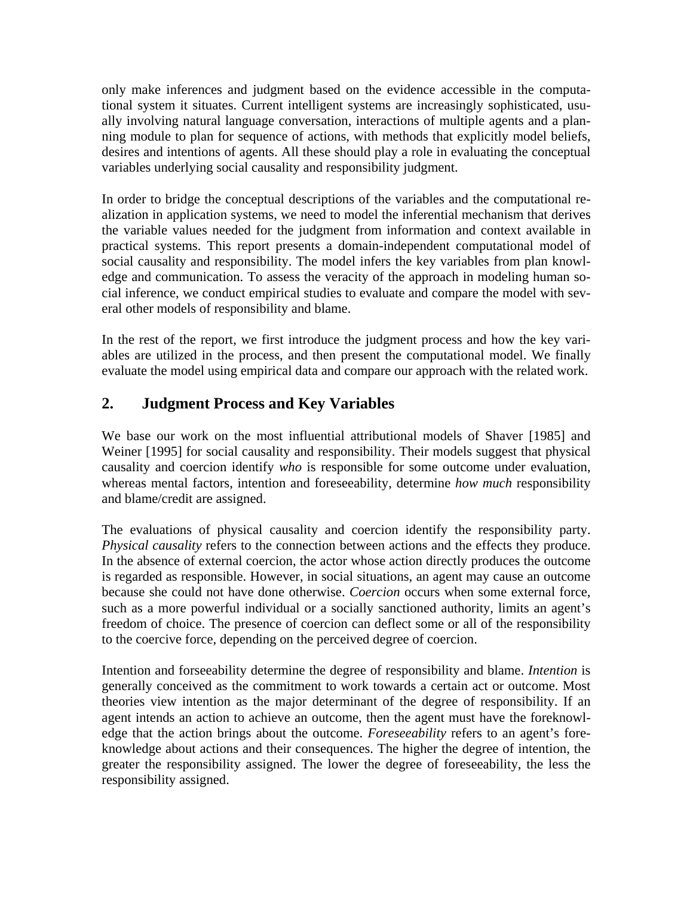only make inferences and judgment based on the evidence accessible in the computational system it situates. Current intelligent systems are increasingly sophisticated, usually involving natural language conversation, interactions of multiple agents and a planning module to plan for sequence of actions, with methods that explicitly model beliefs, desires and intentions of agents. All these should play a role in evaluating the conceptual variables underlying social causality and responsibility judgment.

In order to bridge the conceptual descriptions of the variables and the computational realization in application systems, we need to model the inferential mechanism that derives the variable values needed for the judgment from information and context available in practical systems. This report presents a domain-independent computational model of social causality and responsibility. The model infers the key variables from plan knowledge and communication. To assess the veracity of the approach in modeling human social inference, we conduct empirical studies to evaluate and compare the model with several other models of responsibility and blame.

In the rest of the report, we first introduce the judgment process and how the key variables are utilized in the process, and then present the computational model. We finally evaluate the model using empirical data and compare our approach with the related work.

## 2. Judgment Process and Key Variables

We base our work on the most influential attributional models of Shaver [1985] and Weiner [1995] for social causality and responsibility. Their models suggest that physical causality and coercion identify *who* is responsible for some outcome under evaluation, whereas mental factors, intention and foreseeability, determine *how much* responsibility and blame/credit are assigned.

The evaluations of physical causality and coercion identify the responsibility party. *Physical causality* refers to the connection between actions and the effects they produce. In the absence of external coercion, the actor whose action directly produces the outcome is regarded as responsible. However, in social situations, an agent may cause an outcome because she could not have done otherwise. *Coercion* occurs when some external force, such as a more powerful individual or a socially sanctioned authority, limits an agent's freedom of choice. The presence of coercion can deflect some or all of the responsibility to the coercive force, depending on the perceived degree of coercion.

Intention and forseeability determine the degree of responsibility and blame. *Intention* is generally conceived as the commitment to work towards a certain act or outcome. Most theories view intention as the major determinant of the degree of responsibility. If an agent intends an action to achieve an outcome, then the agent must have the foreknowledge that the action brings about the outcome. *Foreseeability* refers to an agent's foreknowledge about actions and their consequences. The higher the degree of intention, the greater the responsibility assigned. The lower the degree of foreseeability, the less the responsibility assigned.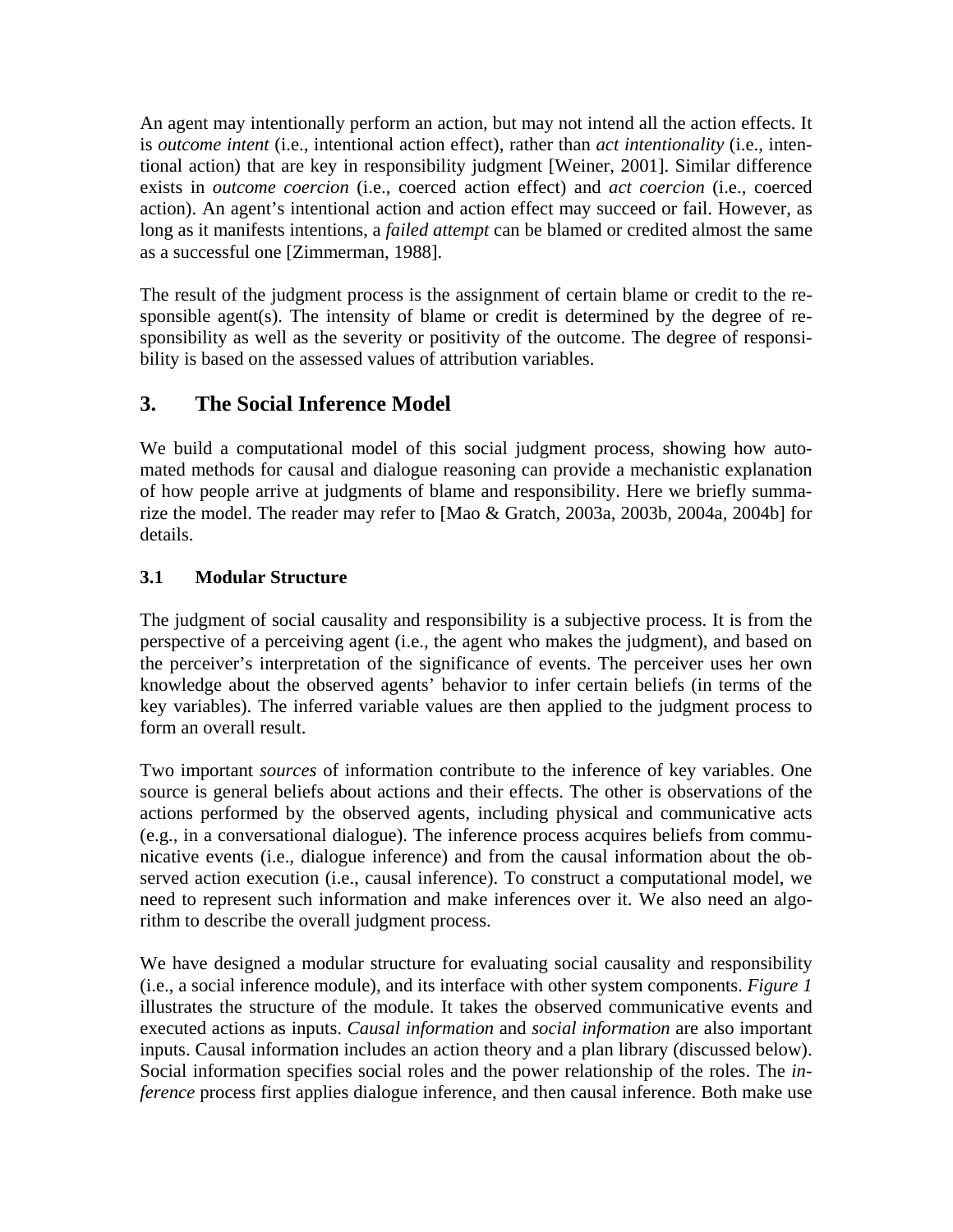An agent may intentionally perform an action, but may not intend all the action effects. It is *outcome intent* (i.e., intentional action effect), rather than *act intentionality* (i.e., intentional action) that are key in responsibility judgment [Weiner, 2001]. Similar difference exists in *outcome coercion* (i.e., coerced action effect) and *act coercion* (i.e., coerced action). An agent's intentional action and action effect may succeed or fail. However, as long as it manifests intentions, a *failed attempt* can be blamed or credited almost the same as a successful one [Zimmerman, 1988].

The result of the judgment process is the assignment of certain blame or credit to the responsible agent(s). The intensity of blame or credit is determined by the degree of responsibility as well as the severity or positivity of the outcome. The degree of responsibility is based on the assessed values of attribution variables.

## 3. The Social Inference Model

We build a computational model of this social judgment process, showing how automated methods for causal and dialogue reasoning can provide a mechanistic explanation of how people arrive at judgments of blame and responsibility. Here we briefly summarize the model. The reader may refer to [Mao & Gratch, 2003a, 2003b, 2004a, 2004b] for details.

### 3.1 Modular Structure

The judgment of social causality and responsibility is a subjective process. It is from the perspective of a perceiving agent (i.e., the agent who makes the judgment), and based on the perceiver's interpretation of the significance of events. The perceiver uses her own knowledge about the observed agents' behavior to infer certain beliefs (in terms of the key variables). The inferred variable values are then applied to the judgment process to form an overall result.

Two important *sources* of information contribute to the inference of key variables. One source is general beliefs about actions and their effects. The other is observations of the actions performed by the observed agents, including physical and communicative acts (e.g., in a conversational dialogue). The inference process acquires beliefs from communicative events (i.e., dialogue inference) and from the causal information about the observed action execution (i.e., causal inference). To construct a computational model, we need to represent such information and make inferences over it. We also need an algorithm to describe the overall judgment process.

We have designed a modular structure for evaluating social causality and responsibility (i.e., a social inference module), and its interface with other system components. *Figure 1* illustrates the structure of the module. It takes the observed communicative events and executed actions as inputs. *Causal information* and *social information* are also important inputs. Causal information includes an action theory and a plan library (discussed below). Social information specifies social roles and the power relationship of the roles. The *inference* process first applies dialogue inference, and then causal inference. Both make use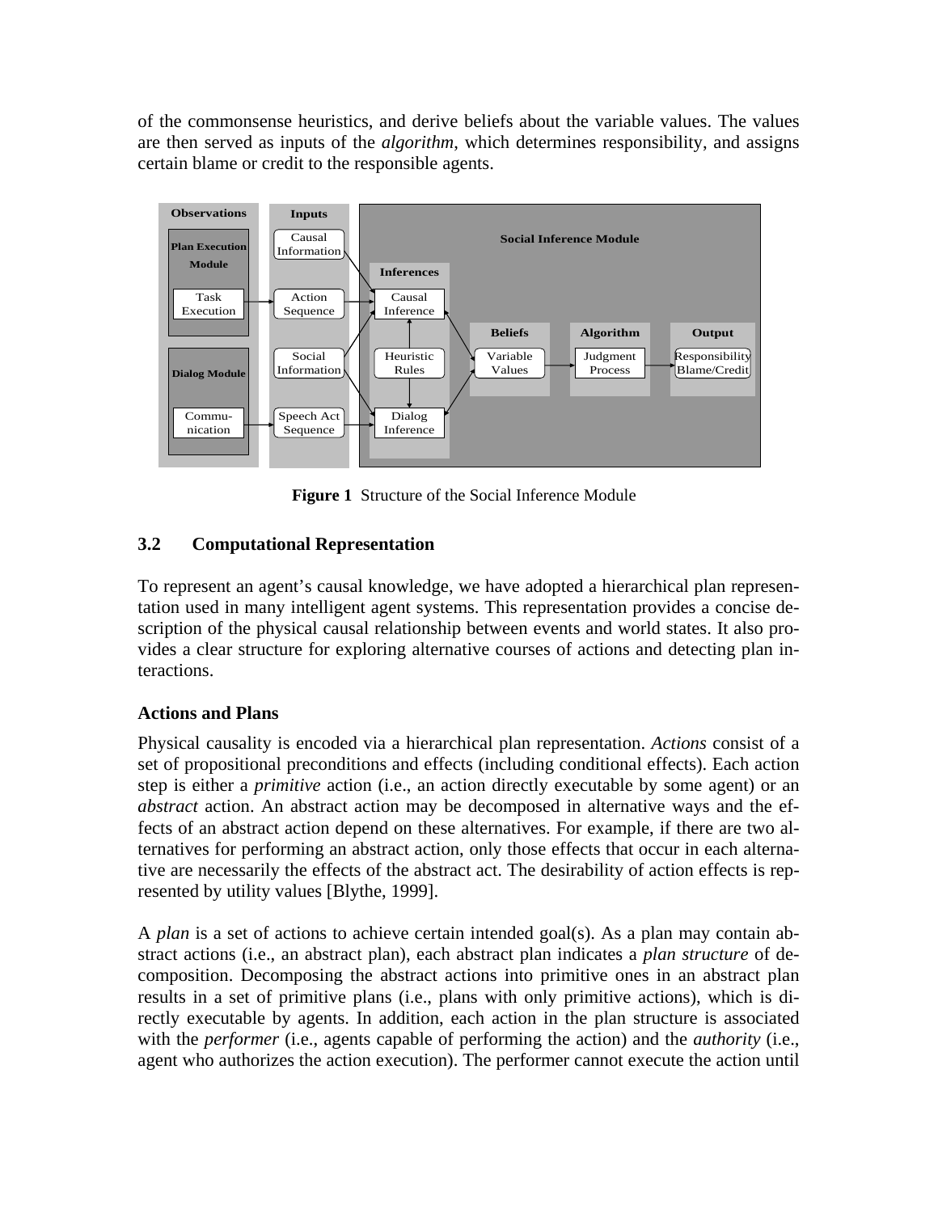of the commonsense heuristics, and derive beliefs about the variable values. The values are then served as inputs of the *algorithm*, which determines responsibility, and assigns certain blame or credit to the responsible agents.

Observations
Plan Execution Module
Task Execution
Dialog Module
Communication
Inputs
Causal Information
Action Sequence
Social Information
Speech Act Sequence
Social Inference Module
Inferences
Causal Inference
Heuristic Rules
Dialog Inference
Beliefs
Variable Values
Algorithm
Judgment Process
Output
Responsibility Blame/Credit

**Figure 1** Structure of the Social Inference Module

## 3.2 Computational Representation

To represent an agent's causal knowledge, we have adopted a hierarchical plan representation used in many intelligent agent systems. This representation provides a concise description of the physical causal relationship between events and world states. It also provides a clear structure for exploring alternative courses of actions and detecting plan interactions.

### Actions and Plans

Physical causality is encoded via a hierarchical plan representation. *Actions* consist of a set of propositional preconditions and effects (including conditional effects). Each action step is either a *primitive* action (i.e., an action directly executable by some agent) or an *abstract* action. An abstract action may be decomposed in alternative ways and the effects of an abstract action depend on these alternatives. For example, if there are two alternatives for performing an abstract action, only those effects that occur in each alternative are necessarily the effects of the abstract act. The desirability of action effects is represented by utility values [Blythe, 1999].

A *plan* is a set of actions to achieve certain intended goal(s). As a plan may contain abstract actions (i.e., an abstract plan), each abstract plan indicates a *plan structure* of decomposition. Decomposing the abstract actions into primitive ones in an abstract plan results in a set of primitive plans (i.e., plans with only primitive actions), which is directly executable by agents. In addition, each action in the plan structure is associated with the *performer* (i.e., agents capable of performing the action) and the *authority* (i.e., agent who authorizes the action execution). The performer cannot execute the action until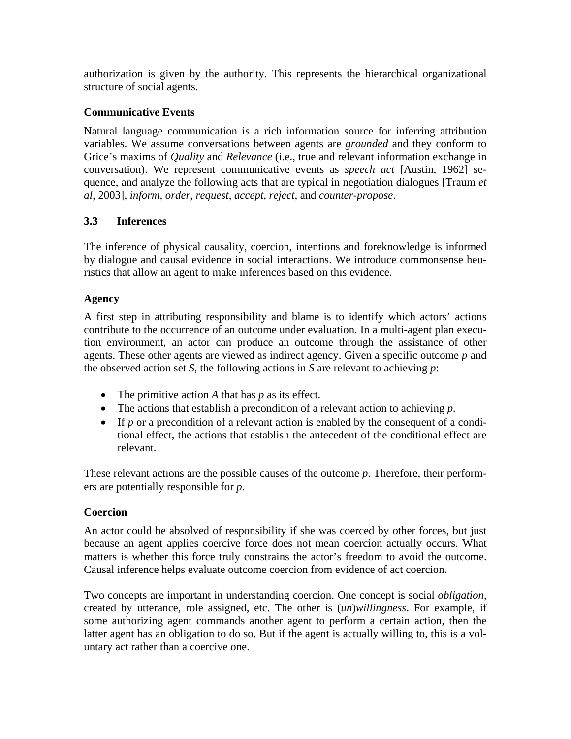authorization is given by the authority. This represents the hierarchical organizational structure of social agents.

**Communicative Events**

Natural language communication is a rich information source for inferring attribution variables. We assume conversations between agents are *grounded* and they conform to Grice's maxims of *Quality* and *Relevance* (i.e., true and relevant information exchange in conversation). We represent communicative events as *speech act* [Austin, 1962] sequence, and analyze the following acts that are typical in negotiation dialogues [Traum *et al*, 2003], *inform*, *order*, *request*, *accept*, *reject*, and *counter-propose*.

### 3.3 Inferences

The inference of physical causality, coercion, intentions and foreknowledge is informed by dialogue and causal evidence in social interactions. We introduce commonsense heuristics that allow an agent to make inferences based on this evidence.

**Agency**

A first step in attributing responsibility and blame is to identify which actors' actions contribute to the occurrence of an outcome under evaluation. In a multi-agent plan execution environment, an actor can produce an outcome through the assistance of other agents. These other agents are viewed as indirect agency. Given a specific outcome $p$ and the observed action set $S$, the following actions in $S$ are relevant to achieving $p$:

- The primitive action $A$ that has $p$ as its effect.
- The actions that establish a precondition of a relevant action to achieving $p$.
- If $p$ or a precondition of a relevant action is enabled by the consequent of a conditional effect, the actions that establish the antecedent of the conditional effect are relevant.

These relevant actions are the possible causes of the outcome $p$. Therefore, their performers are potentially responsible for $p$.

**Coercion**

An actor could be absolved of responsibility if she was coerced by other forces, but just because an agent applies coercive force does not mean coercion actually occurs. What matters is whether this force truly constrains the actor's freedom to avoid the outcome. Causal inference helps evaluate outcome coercion from evidence of act coercion.

Two concepts are important in understanding coercion. One concept is social *obligation*, created by utterance, role assigned, etc. The other is (*un*)*willingness*. For example, if some authorizing agent commands another agent to perform a certain action, then the latter agent has an obligation to do so. But if the agent is actually willing to, this is a voluntary act rather than a coercive one.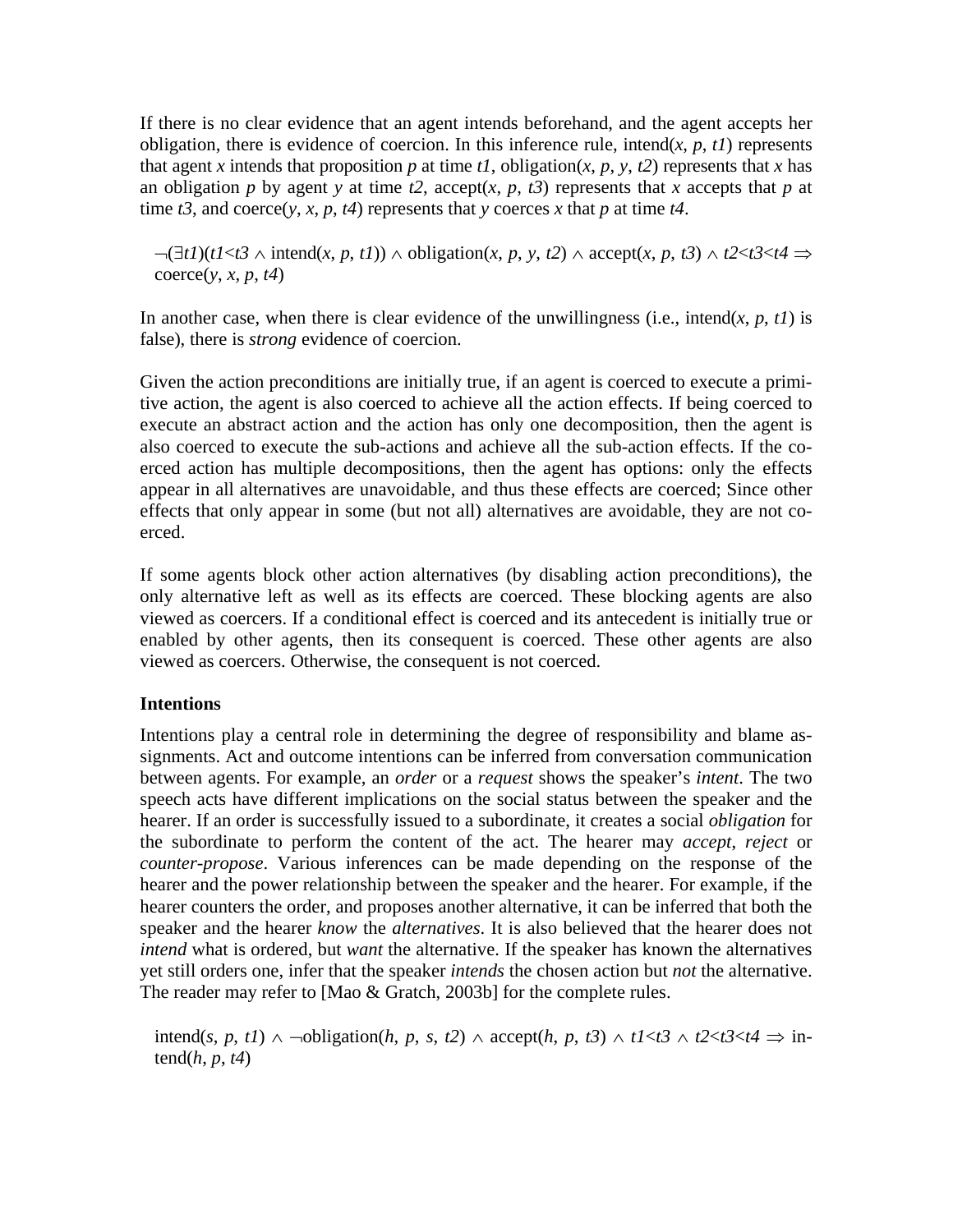If there is no clear evidence that an agent intends beforehand, and the agent accepts her obligation, there is evidence of coercion. In this inference rule, intend($x$, $p$, $t1$) represents that agent $x$ intends that proposition $p$ at time $t1$, obligation($x$, $p$, $y$, $t2$) represents that $x$ has an obligation $p$ by agent $y$ at time $t2$, accept($x$, $p$, $t3$) represents that $x$ accepts that $p$ at time $t3$, and coerce($y$, $x$, $p$, $t4$) represents that $y$ coerces $x$ that $p$ at time $t4$.

$$\neg(\exists t1)(t1<t3 \wedge \text{intend}(x, p, t1)) \wedge \text{obligation}(x, p, y, t2) \wedge \text{accept}(x, p, t3) \wedge t2<t3<t4 \Rightarrow \text{coerce}(y, x, p, t4)$$

In another case, when there is clear evidence of the unwillingness (i.e., intend($x$, $p$, $t1$) is false), there is *strong* evidence of coercion.

Given the action preconditions are initially true, if an agent is coerced to execute a primitive action, the agent is also coerced to achieve all the action effects. If being coerced to execute an abstract action and the action has only one decomposition, then the agent is also coerced to execute the sub-actions and achieve all the sub-action effects. If the coerced action has multiple decompositions, then the agent has options: only the effects appear in all alternatives are unavoidable, and thus these effects are coerced; Since other effects that only appear in some (but not all) alternatives are avoidable, they are not coerced.

If some agents block other action alternatives (by disabling action preconditions), the only alternative left as well as its effects are coerced. These blocking agents are also viewed as coercers. If a conditional effect is coerced and its antecedent is initially true or enabled by other agents, then its consequent is coerced. These other agents are also viewed as coercers. Otherwise, the consequent is not coerced.

**Intentions**

Intentions play a central role in determining the degree of responsibility and blame assignments. Act and outcome intentions can be inferred from conversation communication between agents. For example, an *order* or a *request* shows the speaker's *intent*. The two speech acts have different implications on the social status between the speaker and the hearer. If an order is successfully issued to a subordinate, it creates a social *obligation* for the subordinate to perform the content of the act. The hearer may *accept*, *reject* or *counter-propose*. Various inferences can be made depending on the response of the hearer and the power relationship between the speaker and the hearer. For example, if the hearer counters the order, and proposes another alternative, it can be inferred that both the speaker and the hearer *know* the *alternatives*. It is also believed that the hearer does not *intend* what is ordered, but *want* the alternative. If the speaker has known the alternatives yet still orders one, infer that the speaker *intends* the chosen action but *not* the alternative. The reader may refer to [Mao & Gratch, 2003b] for the complete rules.

$$\text{intend}(s, p, t1) \wedge \neg\text{obligation}(h, p, s, t2) \wedge \text{accept}(h, p, t3) \wedge t1<t3 \wedge t2<t3<t4 \Rightarrow \text{intend}(h, p, t4)$$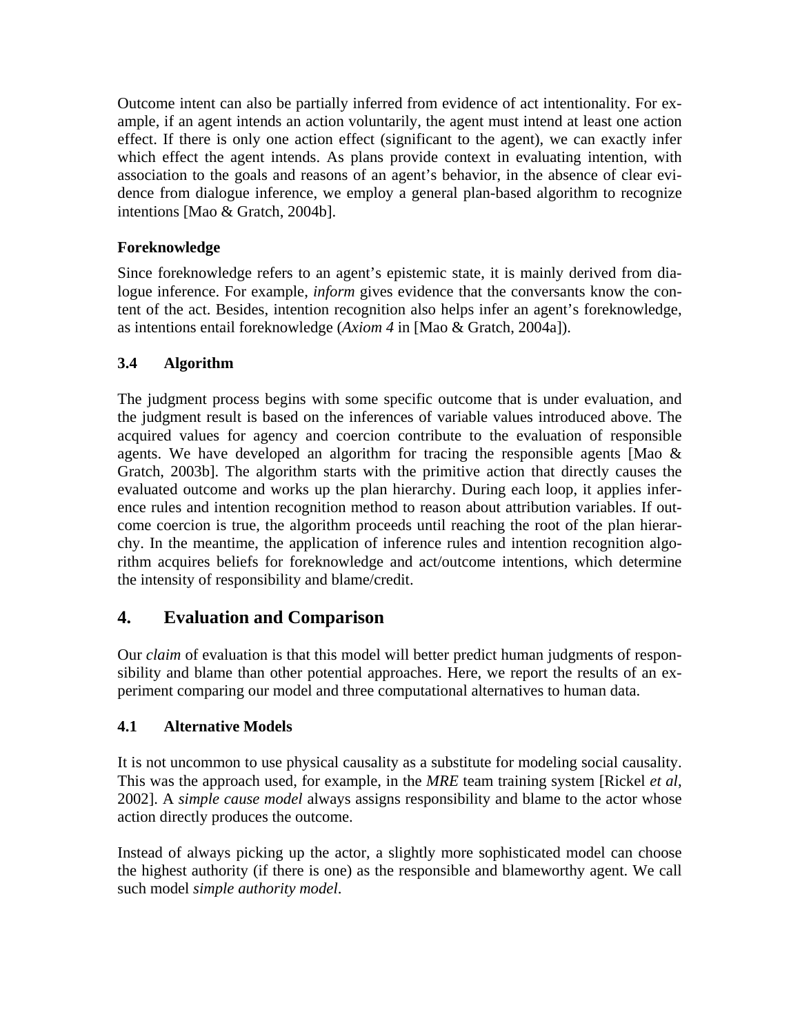Outcome intent can also be partially inferred from evidence of act intentionality. For example, if an agent intends an action voluntarily, the agent must intend at least one action effect. If there is only one action effect (significant to the agent), we can exactly infer which effect the agent intends. As plans provide context in evaluating intention, with association to the goals and reasons of an agent's behavior, in the absence of clear evidence from dialogue inference, we employ a general plan-based algorithm to recognize intentions [Mao & Gratch, 2004b].

**Foreknowledge**

Since foreknowledge refers to an agent's epistemic state, it is mainly derived from dialogue inference. For example, *inform* gives evidence that the conversants know the content of the act. Besides, intention recognition also helps infer an agent's foreknowledge, as intentions entail foreknowledge (*Axiom 4* in [Mao & Gratch, 2004a]).

### 3.4 Algorithm

The judgment process begins with some specific outcome that is under evaluation, and the judgment result is based on the inferences of variable values introduced above. The acquired values for agency and coercion contribute to the evaluation of responsible agents. We have developed an algorithm for tracing the responsible agents [Mao & Gratch, 2003b]. The algorithm starts with the primitive action that directly causes the evaluated outcome and works up the plan hierarchy. During each loop, it applies inference rules and intention recognition method to reason about attribution variables. If outcome coercion is true, the algorithm proceeds until reaching the root of the plan hierarchy. In the meantime, the application of inference rules and intention recognition algorithm acquires beliefs for foreknowledge and act/outcome intentions, which determine the intensity of responsibility and blame/credit.

## 4. Evaluation and Comparison

Our *claim* of evaluation is that this model will better predict human judgments of responsibility and blame than other potential approaches. Here, we report the results of an experiment comparing our model and three computational alternatives to human data.

### 4.1 Alternative Models

It is not uncommon to use physical causality as a substitute for modeling social causality. This was the approach used, for example, in the *MRE* team training system [Rickel *et al*, 2002]. A *simple cause model* always assigns responsibility and blame to the actor whose action directly produces the outcome.

Instead of always picking up the actor, a slightly more sophisticated model can choose the highest authority (if there is one) as the responsible and blameworthy agent. We call such model *simple authority model*.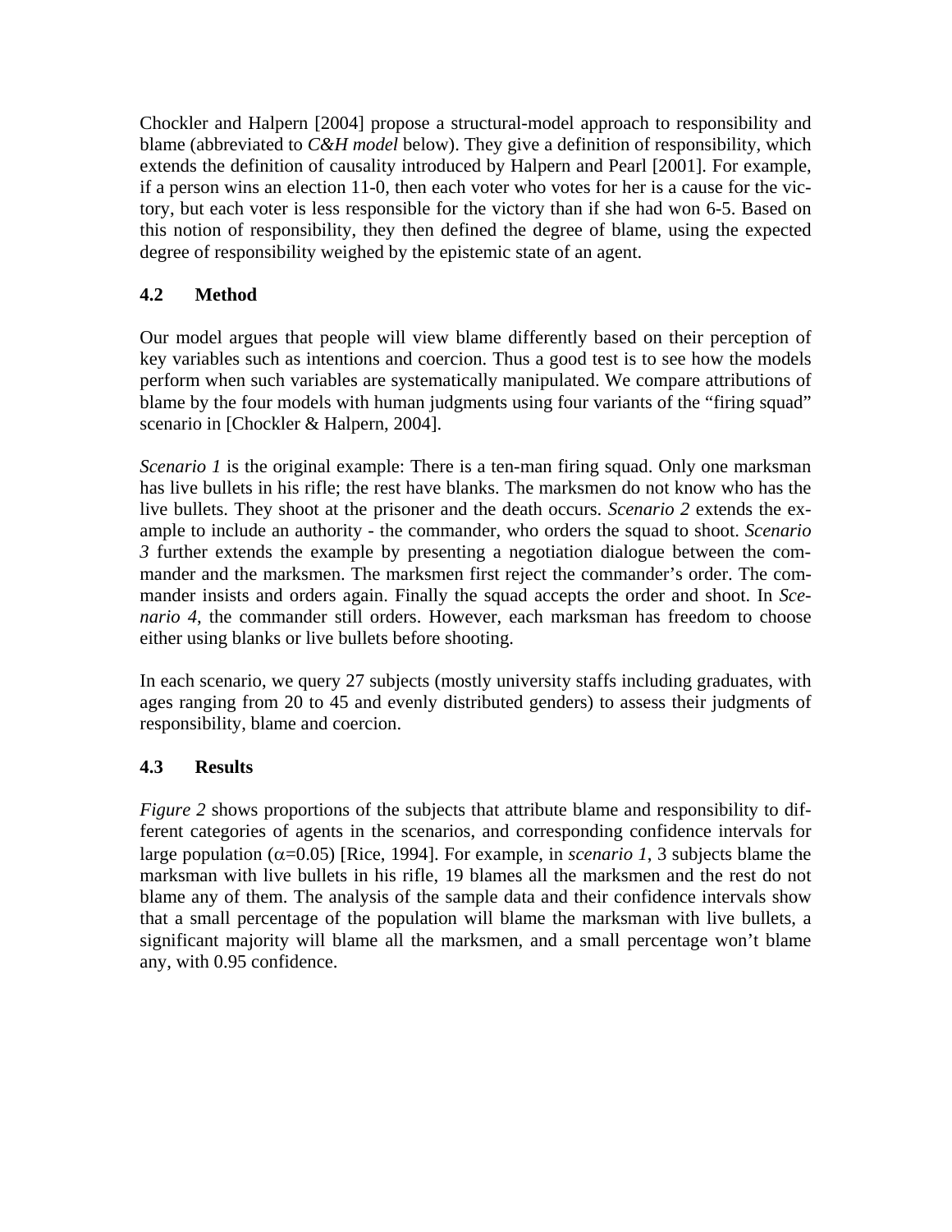Chockler and Halpern [2004] propose a structural-model approach to responsibility and blame (abbreviated to *C&H model* below). They give a definition of responsibility, which extends the definition of causality introduced by Halpern and Pearl [2001]. For example, if a person wins an election 11-0, then each voter who votes for her is a cause for the victory, but each voter is less responsible for the victory than if she had won 6-5. Based on this notion of responsibility, they then defined the degree of blame, using the expected degree of responsibility weighed by the epistemic state of an agent.

### 4.2 Method

Our model argues that people will view blame differently based on their perception of key variables such as intentions and coercion. Thus a good test is to see how the models perform when such variables are systematically manipulated. We compare attributions of blame by the four models with human judgments using four variants of the "firing squad" scenario in [Chockler & Halpern, 2004].

*Scenario 1* is the original example: There is a ten-man firing squad. Only one marksman has live bullets in his rifle; the rest have blanks. The marksmen do not know who has the live bullets. They shoot at the prisoner and the death occurs. *Scenario 2* extends the example to include an authority - the commander, who orders the squad to shoot. *Scenario 3* further extends the example by presenting a negotiation dialogue between the commander and the marksmen. The marksmen first reject the commander's order. The commander insists and orders again. Finally the squad accepts the order and shoot. In *Scenario 4*, the commander still orders. However, each marksman has freedom to choose either using blanks or live bullets before shooting.

In each scenario, we query 27 subjects (mostly university staffs including graduates, with ages ranging from 20 to 45 and evenly distributed genders) to assess their judgments of responsibility, blame and coercion.

### 4.3 Results

*Figure 2* shows proportions of the subjects that attribute blame and responsibility to different categories of agents in the scenarios, and corresponding confidence intervals for large population ($\alpha$=0.05) [Rice, 1994]. For example, in *scenario 1*, 3 subjects blame the marksman with live bullets in his rifle, 19 blames all the marksmen and the rest do not blame any of them. The analysis of the sample data and their confidence intervals show that a small percentage of the population will blame the marksman with live bullets, a significant majority will blame all the marksmen, and a small percentage won't blame any, with 0.95 confidence.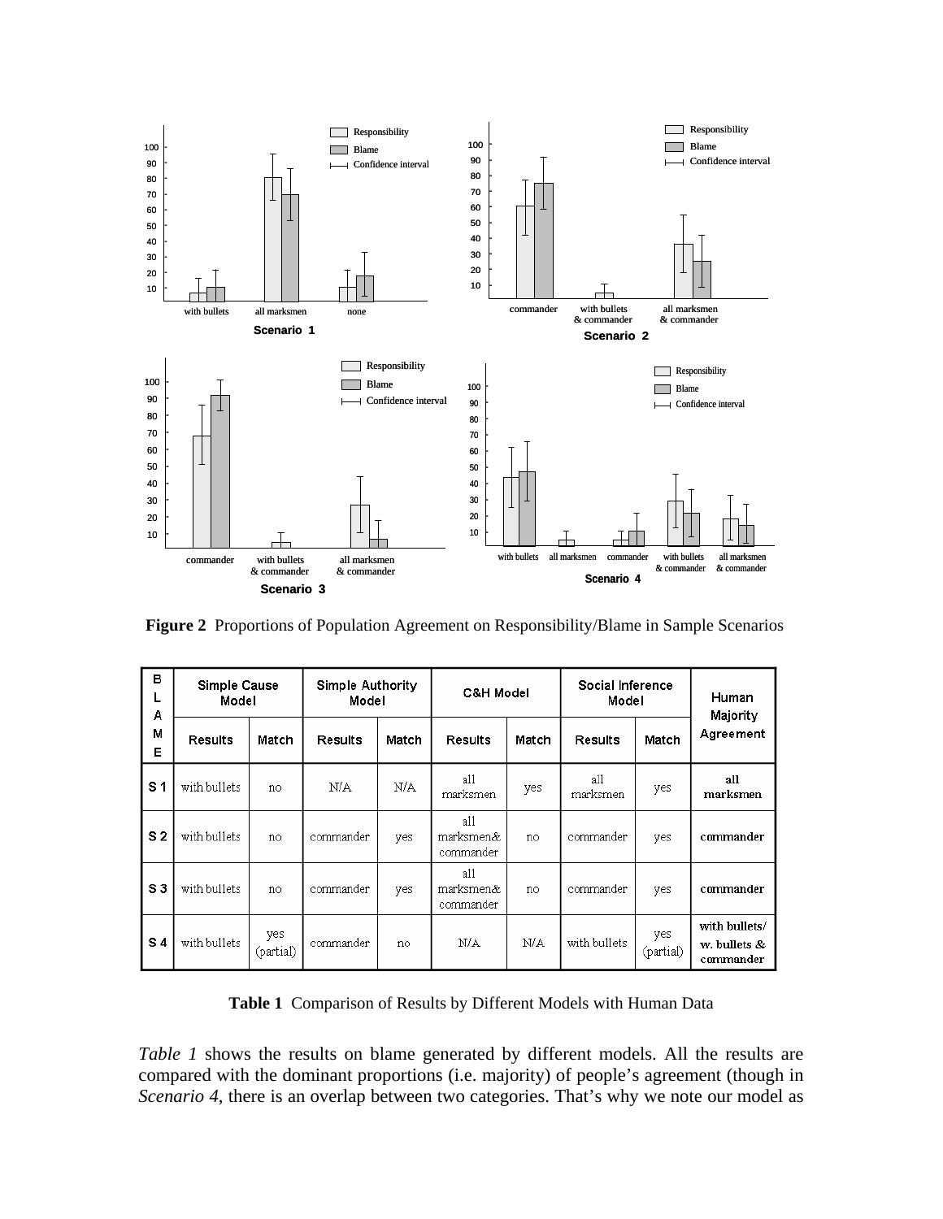Responsibility
Blame
Confidence interval

100
90
80
70
60
50
40
30
20
10

with bullets
all marksmen
none

**Scenario 1**

Responsibility
Blame
Confidence interval

100
90
80
70
60
50
40
30
20
10

commander
with bullets & commander
all marksmen & commander

**Scenario 2**

Responsibility
Blame
Confidence interval

100
90
80
70
60
50
40
30
20
10

commander
with bullets & commander
all marksmen & commander

**Scenario 3**

Responsibility
Blame
Confidence interval

100
90
80
70
60
50
40
30
20
10

with bullets
all marksmen
commander
with bullets & commander
all marksmen & commander

**Scenario 4**

**Figure 2** Proportions of Population Agreement on Responsibility/Blame in Sample Scenarios

| BLAME | Simple Cause Model | | Simple Authority Model | | C&H Model | | Social Inference Model | | Human Majority Agreement |
|---|---|---|---|---|---|---|---|---|---|
| | Results | Match | Results | Match | Results | Match | Results | Match | |
| S 1 | with bullets | no | N/A | N/A | all marksmen | yes | all marksmen | yes | all marksmen |
| S 2 | with bullets | no | commander | yes | all marksmen& commander | no | commander | yes | commander |
| S 3 | with bullets | no | commander | yes | all marksmen& commander | no | commander | yes | commander |
| S 4 | with bullets | yes (partial) | commander | no | N/A | N/A | with bullets | yes (partial) | with bullets/ w. bullets & commander |

**Table 1** Comparison of Results by Different Models with Human Data

*Table 1* shows the results on blame generated by different models. All the results are compared with the dominant proportions (i.e. majority) of people's agreement (though in *Scenario 4*, there is an overlap between two categories. That's why we note our model as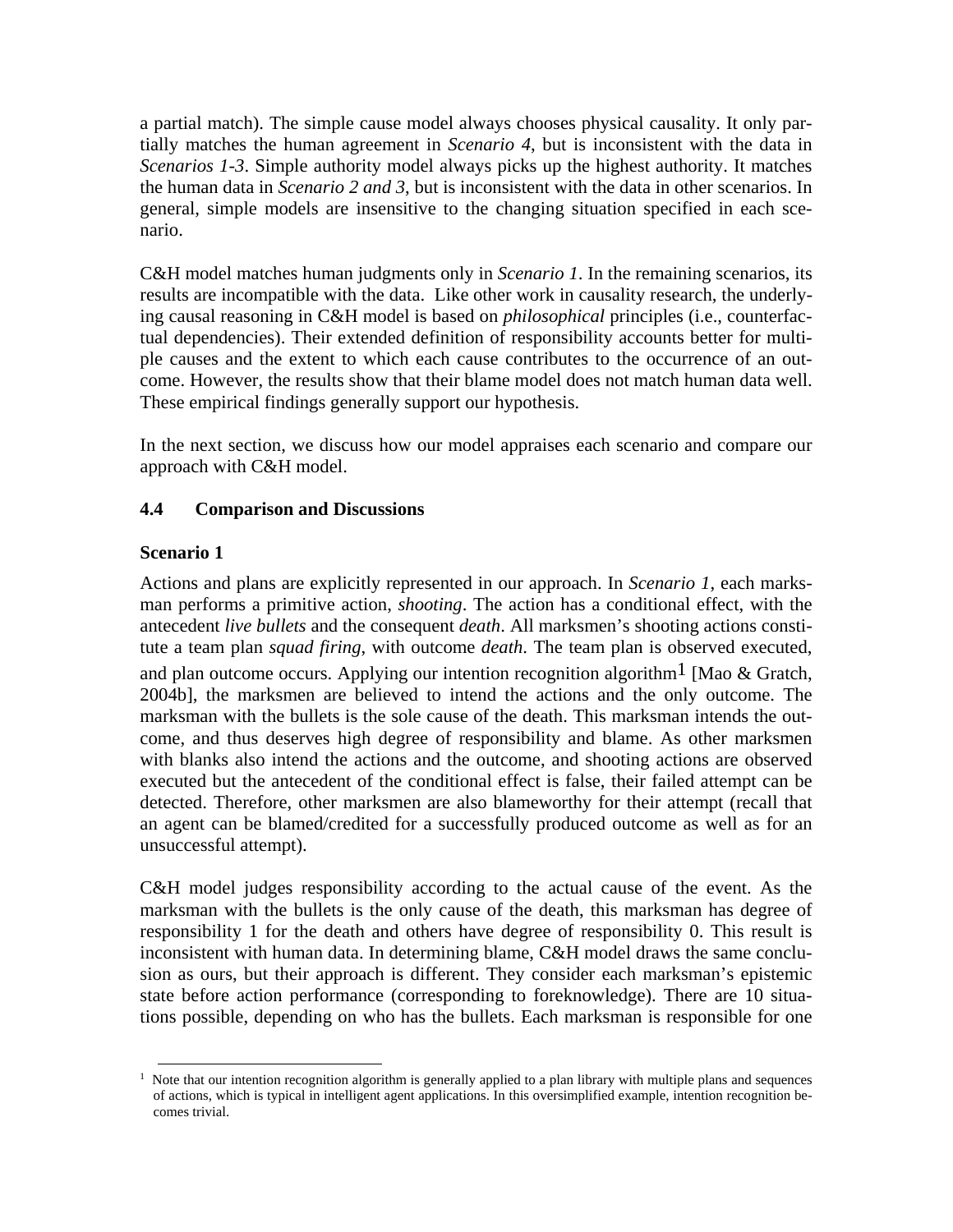a partial match). The simple cause model always chooses physical causality. It only partially matches the human agreement in *Scenario 4*, but is inconsistent with the data in *Scenarios 1-3*. Simple authority model always picks up the highest authority. It matches the human data in *Scenario 2 and 3*, but is inconsistent with the data in other scenarios. In general, simple models are insensitive to the changing situation specified in each scenario.

C&H model matches human judgments only in *Scenario 1*. In the remaining scenarios, its results are incompatible with the data. Like other work in causality research, the underlying causal reasoning in C&H model is based on *philosophical* principles (i.e., counterfactual dependencies). Their extended definition of responsibility accounts better for multiple causes and the extent to which each cause contributes to the occurrence of an outcome. However, the results show that their blame model does not match human data well. These empirical findings generally support our hypothesis.

In the next section, we discuss how our model appraises each scenario and compare our approach with C&H model.

### 4.4 Comparison and Discussions

**Scenario 1**

Actions and plans are explicitly represented in our approach. In *Scenario 1*, each marksman performs a primitive action, *shooting*. The action has a conditional effect, with the antecedent *live bullets* and the consequent *death*. All marksmen's shooting actions constitute a team plan *squad firing*, with outcome *death*. The team plan is observed executed, and plan outcome occurs. Applying our intention recognition algorithm[1] [Mao & Gratch, 2004b], the marksmen are believed to intend the actions and the only outcome. The marksman with the bullets is the sole cause of the death. This marksman intends the outcome, and thus deserves high degree of responsibility and blame. As other marksmen with blanks also intend the actions and the outcome, and shooting actions are observed executed but the antecedent of the conditional effect is false, their failed attempt can be detected. Therefore, other marksmen are also blameworthy for their attempt (recall that an agent can be blamed/credited for a successfully produced outcome as well as for an unsuccessful attempt).

C&H model judges responsibility according to the actual cause of the event. As the marksman with the bullets is the only cause of the death, this marksman has degree of responsibility 1 for the death and others have degree of responsibility 0. This result is inconsistent with human data. In determining blame, C&H model draws the same conclusion as ours, but their approach is different. They consider each marksman's epistemic state before action performance (corresponding to foreknowledge). There are 10 situations possible, depending on who has the bullets. Each marksman is responsible for one

[1] Note that our intention recognition algorithm is generally applied to a plan library with multiple plans and sequences of actions, which is typical in intelligent agent applications. In this oversimplified example, intention recognition becomes trivial.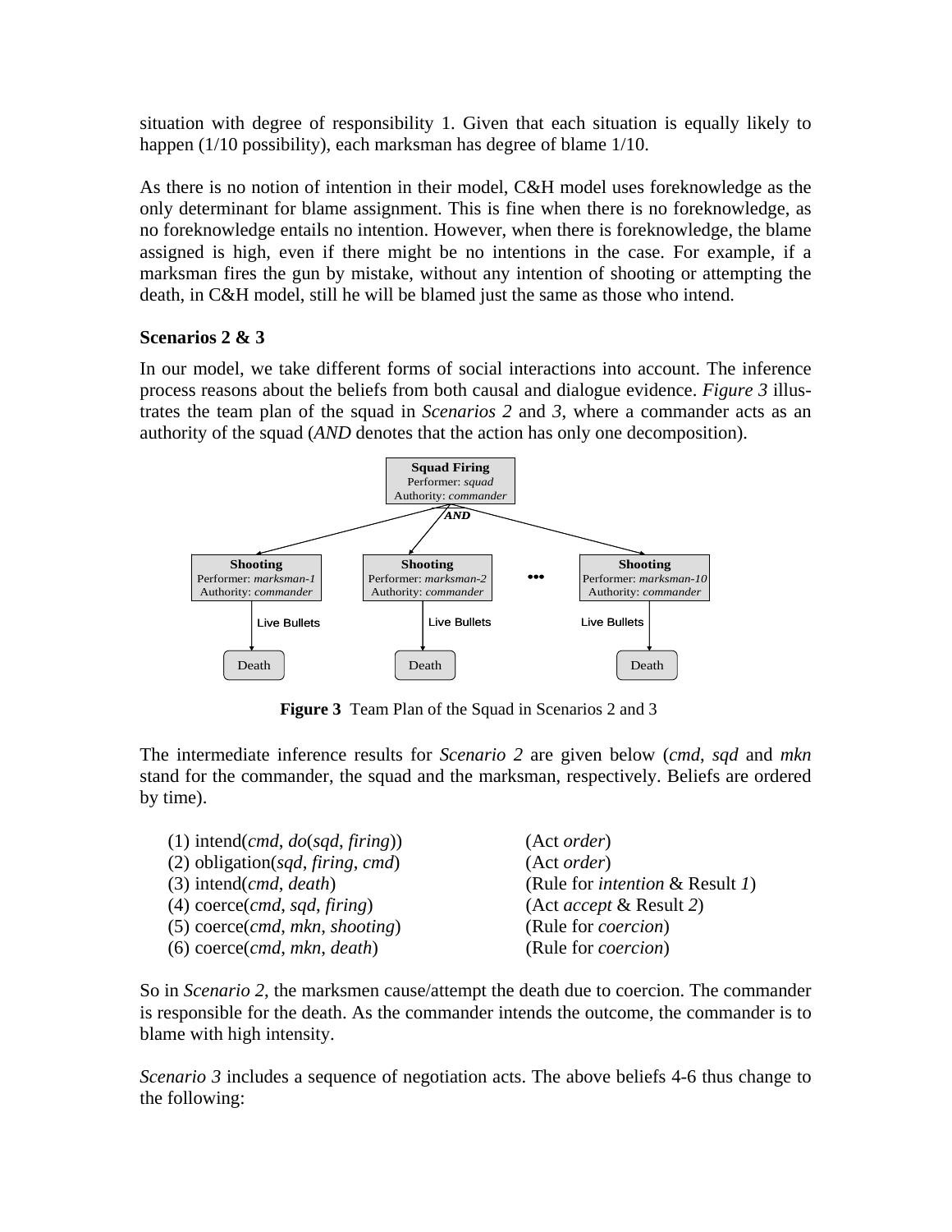situation with degree of responsibility 1. Given that each situation is equally likely to happen (1/10 possibility), each marksman has degree of blame 1/10.

As there is no notion of intention in their model, C&H model uses foreknowledge as the only determinant for blame assignment. This is fine when there is no foreknowledge, as no foreknowledge entails no intention. However, when there is foreknowledge, the blame assigned is high, even if there might be no intentions in the case. For example, if a marksman fires the gun by mistake, without any intention of shooting or attempting the death, in C&H model, still he will be blamed just the same as those who intend.

**Scenarios 2 & 3**

In our model, we take different forms of social interactions into account. The inference process reasons about the beliefs from both causal and dialogue evidence. *Figure 3* illustrates the team plan of the squad in *Scenarios 2* and *3*, where a commander acts as an authority of the squad (*AND* denotes that the action has only one decomposition).

**Squad Firing**
Performer: *squad*
Authority: *commander*

*AND*

**Shooting**
Performer: *marksman-1*
Authority: *commander*

**Shooting**
Performer: *marksman-2*
Authority: *commander*

•••

**Shooting**
Performer: *marksman-10*
Authority: *commander*

Live Bullets

Live Bullets

Live Bullets

Death

Death

Death

**Figure 3** Team Plan of the Squad in Scenarios 2 and 3

The intermediate inference results for *Scenario 2* are given below (*cmd*, *sqd* and *mkn* stand for the commander, the squad and the marksman, respectively. Beliefs are ordered by time).

(1) intend(*cmd*, *do*(*sqd*, *firing*)) (Act *order*)
(2) obligation(*sqd*, *firing*, *cmd*) (Act *order*)
(3) intend(*cmd*, *death*) (Rule for *intention* & Result *1*)
(4) coerce(*cmd*, *sqd*, *firing*) (Act *accept* & Result *2*)
(5) coerce(*cmd*, *mkn*, *shooting*) (Rule for *coercion*)
(6) coerce(*cmd*, *mkn*, *death*) (Rule for *coercion*)

So in *Scenario 2*, the marksmen cause/attempt the death due to coercion. The commander is responsible for the death. As the commander intends the outcome, the commander is to blame with high intensity.

*Scenario 3* includes a sequence of negotiation acts. The above beliefs 4-6 thus change to the following: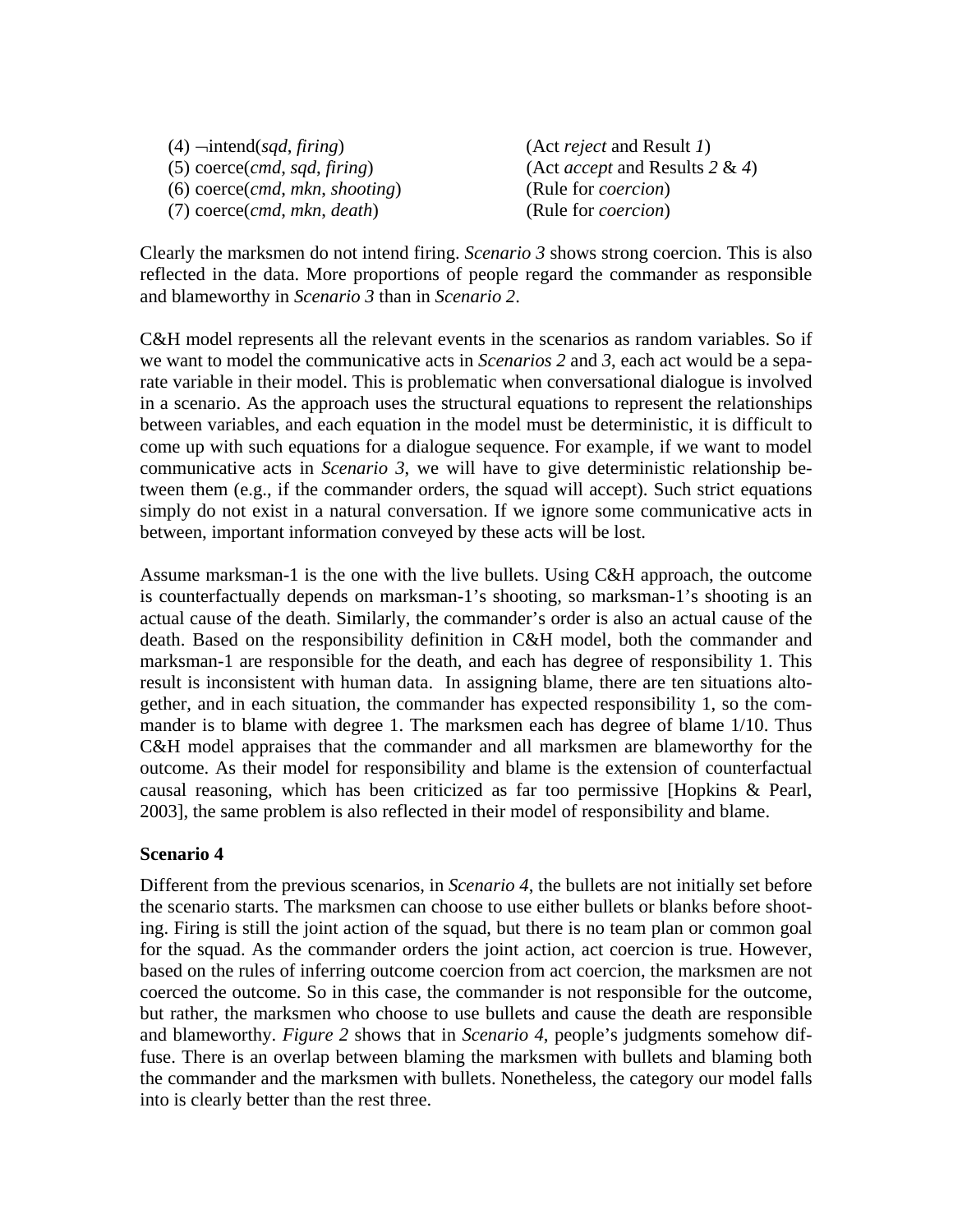(4) ¬intend(*sqd*, *firing*) (Act *reject* and Result *1*)
(5) coerce(*cmd*, *sqd*, *firing*) (Act *accept* and Results *2* & *4*)
(6) coerce(*cmd*, *mkn*, *shooting*) (Rule for *coercion*)
(7) coerce(*cmd*, *mkn*, *death*) (Rule for *coercion*)

Clearly the marksmen do not intend firing. *Scenario 3* shows strong coercion. This is also reflected in the data. More proportions of people regard the commander as responsible and blameworthy in *Scenario 3* than in *Scenario 2*.

C&H model represents all the relevant events in the scenarios as random variables. So if we want to model the communicative acts in *Scenarios 2* and *3*, each act would be a separate variable in their model. This is problematic when conversational dialogue is involved in a scenario. As the approach uses the structural equations to represent the relationships between variables, and each equation in the model must be deterministic, it is difficult to come up with such equations for a dialogue sequence. For example, if we want to model communicative acts in *Scenario 3*, we will have to give deterministic relationship between them (e.g., if the commander orders, the squad will accept). Such strict equations simply do not exist in a natural conversation. If we ignore some communicative acts in between, important information conveyed by these acts will be lost.

Assume marksman-1 is the one with the live bullets. Using C&H approach, the outcome is counterfactually depends on marksman-1's shooting, so marksman-1's shooting is an actual cause of the death. Similarly, the commander's order is also an actual cause of the death. Based on the responsibility definition in C&H model, both the commander and marksman-1 are responsible for the death, and each has degree of responsibility 1. This result is inconsistent with human data. In assigning blame, there are ten situations altogether, and in each situation, the commander has expected responsibility 1, so the commander is to blame with degree 1. The marksmen each has degree of blame 1/10. Thus C&H model appraises that the commander and all marksmen are blameworthy for the outcome. As their model for responsibility and blame is the extension of counterfactual causal reasoning, which has been criticized as far too permissive [Hopkins & Pearl, 2003], the same problem is also reflected in their model of responsibility and blame.

**Scenario 4**

Different from the previous scenarios, in *Scenario 4*, the bullets are not initially set before the scenario starts. The marksmen can choose to use either bullets or blanks before shooting. Firing is still the joint action of the squad, but there is no team plan or common goal for the squad. As the commander orders the joint action, act coercion is true. However, based on the rules of inferring outcome coercion from act coercion, the marksmen are not coerced the outcome. So in this case, the commander is not responsible for the outcome, but rather, the marksmen who choose to use bullets and cause the death are responsible and blameworthy. *Figure 2* shows that in *Scenario 4*, people's judgments somehow diffuse. There is an overlap between blaming the marksmen with bullets and blaming both the commander and the marksmen with bullets. Nonetheless, the category our model falls into is clearly better than the rest three.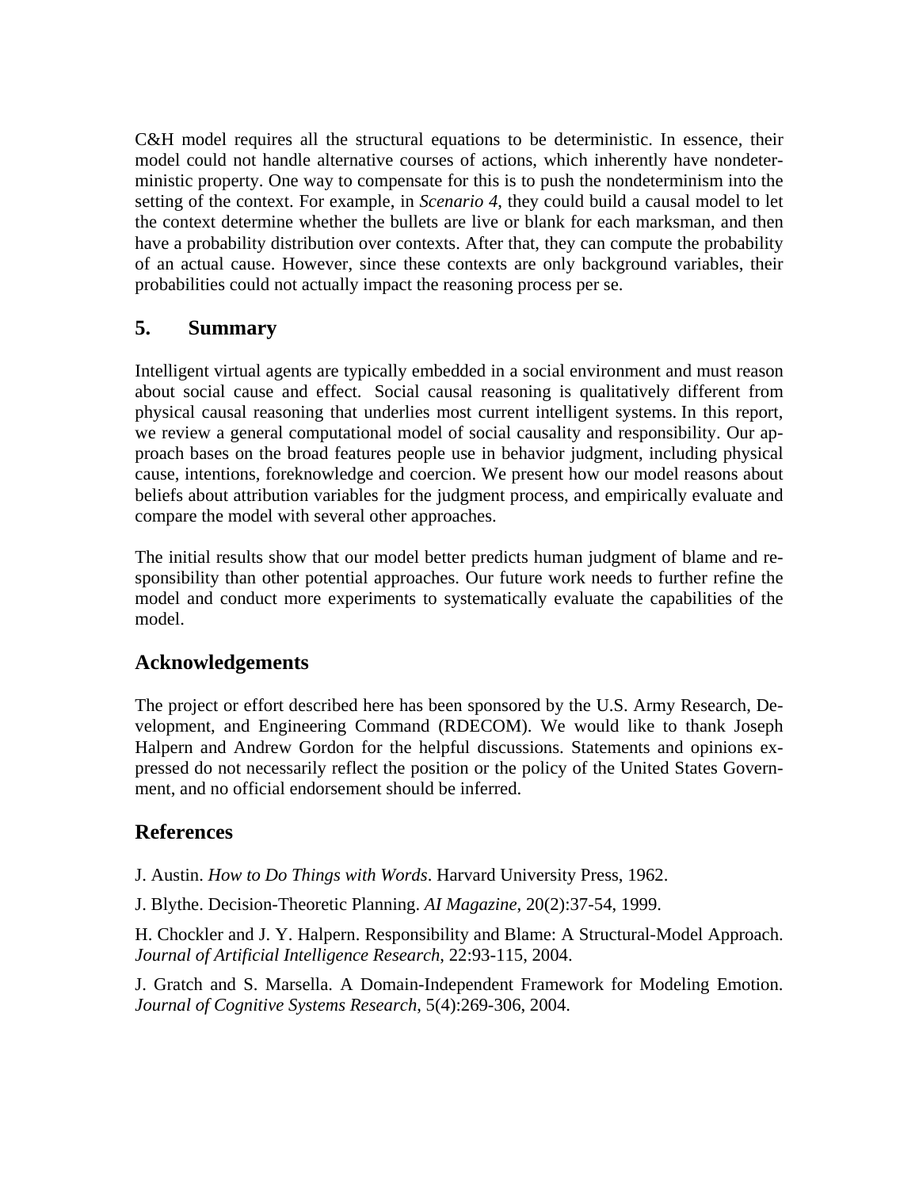C&H model requires all the structural equations to be deterministic. In essence, their model could not handle alternative courses of actions, which inherently have nondeterministic property. One way to compensate for this is to push the nondeterminism into the setting of the context. For example, in *Scenario 4*, they could build a causal model to let the context determine whether the bullets are live or blank for each marksman, and then have a probability distribution over contexts. After that, they can compute the probability of an actual cause. However, since these contexts are only background variables, their probabilities could not actually impact the reasoning process per se.

## 5. Summary

Intelligent virtual agents are typically embedded in a social environment and must reason about social cause and effect. Social causal reasoning is qualitatively different from physical causal reasoning that underlies most current intelligent systems. In this report, we review a general computational model of social causality and responsibility. Our approach bases on the broad features people use in behavior judgment, including physical cause, intentions, foreknowledge and coercion. We present how our model reasons about beliefs about attribution variables for the judgment process, and empirically evaluate and compare the model with several other approaches.

The initial results show that our model better predicts human judgment of blame and responsibility than other potential approaches. Our future work needs to further refine the model and conduct more experiments to systematically evaluate the capabilities of the model.

## Acknowledgements

The project or effort described here has been sponsored by the U.S. Army Research, Development, and Engineering Command (RDECOM). We would like to thank Joseph Halpern and Andrew Gordon for the helpful discussions. Statements and opinions expressed do not necessarily reflect the position or the policy of the United States Government, and no official endorsement should be inferred.

## References

J. Austin. *How to Do Things with Words*. Harvard University Press, 1962.

J. Blythe. Decision-Theoretic Planning. *AI Magazine*, 20(2):37-54, 1999.

H. Chockler and J. Y. Halpern. Responsibility and Blame: A Structural-Model Approach. *Journal of Artificial Intelligence Research*, 22:93-115, 2004.

J. Gratch and S. Marsella. A Domain-Independent Framework for Modeling Emotion. *Journal of Cognitive Systems Research*, 5(4):269-306, 2004.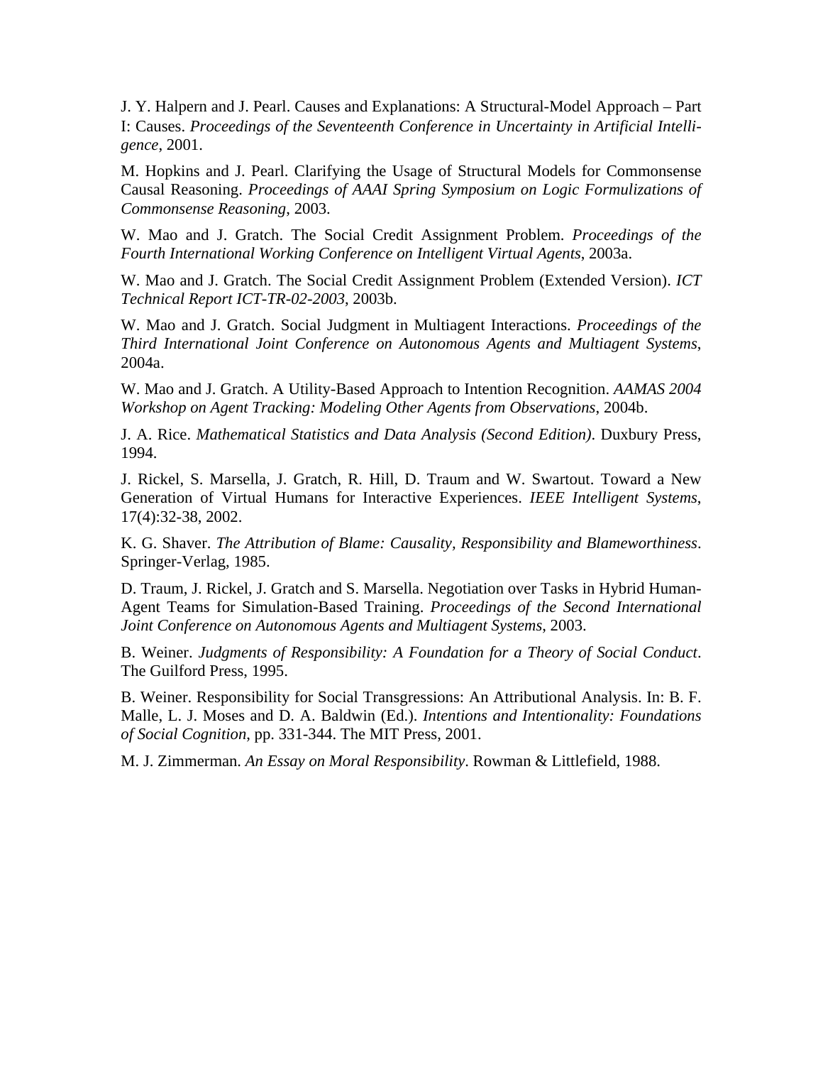J. Y. Halpern and J. Pearl. Causes and Explanations: A Structural-Model Approach – Part I: Causes. *Proceedings of the Seventeenth Conference in Uncertainty in Artificial Intelligence*, 2001.

M. Hopkins and J. Pearl. Clarifying the Usage of Structural Models for Commonsense Causal Reasoning. *Proceedings of AAAI Spring Symposium on Logic Formulizations of Commonsense Reasoning*, 2003.

W. Mao and J. Gratch. The Social Credit Assignment Problem. *Proceedings of the Fourth International Working Conference on Intelligent Virtual Agents*, 2003a.

W. Mao and J. Gratch. The Social Credit Assignment Problem (Extended Version). *ICT Technical Report ICT-TR-02-2003*, 2003b.

W. Mao and J. Gratch. Social Judgment in Multiagent Interactions. *Proceedings of the Third International Joint Conference on Autonomous Agents and Multiagent Systems*, 2004a.

W. Mao and J. Gratch. A Utility-Based Approach to Intention Recognition. *AAMAS 2004 Workshop on Agent Tracking: Modeling Other Agents from Observations*, 2004b.

J. A. Rice. *Mathematical Statistics and Data Analysis (Second Edition)*. Duxbury Press, 1994.

J. Rickel, S. Marsella, J. Gratch, R. Hill, D. Traum and W. Swartout. Toward a New Generation of Virtual Humans for Interactive Experiences. *IEEE Intelligent Systems*, 17(4):32-38, 2002.

K. G. Shaver. *The Attribution of Blame: Causality, Responsibility and Blameworthiness*. Springer-Verlag, 1985.

D. Traum, J. Rickel, J. Gratch and S. Marsella. Negotiation over Tasks in Hybrid Human-Agent Teams for Simulation-Based Training. *Proceedings of the Second International Joint Conference on Autonomous Agents and Multiagent Systems*, 2003.

B. Weiner. *Judgments of Responsibility: A Foundation for a Theory of Social Conduct*. The Guilford Press, 1995.

B. Weiner. Responsibility for Social Transgressions: An Attributional Analysis. In: B. F. Malle, L. J. Moses and D. A. Baldwin (Ed.). *Intentions and Intentionality: Foundations of Social Cognition*, pp. 331-344. The MIT Press, 2001.

M. J. Zimmerman. *An Essay on Moral Responsibility*. Rowman & Littlefield, 1988.